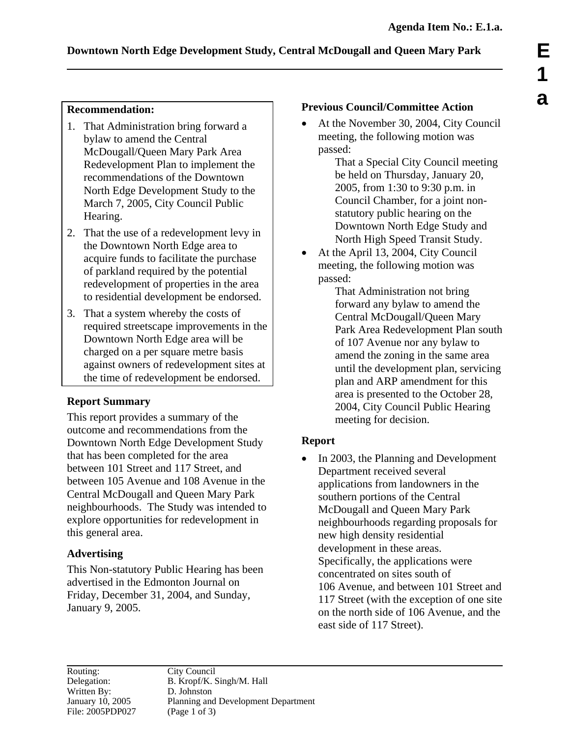Agenda Item No.: E.1.a.

# Downtown North Edge Development Study, Central McDougall and Queen Mary Park

**Recommendation:**

1. That Administration bring forward a bylaw to amend the Central McDougall/Queen Mary Park Area Redevelopment Plan to implement the recommendations of the Downtown North Edge Development Study to the March 7, 2005, City Council Public Hearing.
2. That the use of a redevelopment levy in the Downtown North Edge area to acquire funds to facilitate the purchase of parkland required by the potential redevelopment of properties in the area to residential development be endorsed.
3. That a system whereby the costs of required streetscape improvements in the Downtown North Edge area will be charged on a per square metre basis against owners of redevelopment sites at the time of redevelopment be endorsed.

## Report Summary

This report provides a summary of the outcome and recommendations from the Downtown North Edge Development Study that has been completed for the area between 101 Street and 117 Street, and between 105 Avenue and 108 Avenue in the Central McDougall and Queen Mary Park neighbourhoods. The Study was intended to explore opportunities for redevelopment in this general area.

## Advertising

This Non-statutory Public Hearing has been advertised in the Edmonton Journal on Friday, December 31, 2004, and Sunday, January 9, 2005.

## Previous Council/Committee Action

- At the November 30, 2004, City Council meeting, the following motion was passed:

  That a Special City Council meeting be held on Thursday, January 20, 2005, from 1:30 to 9:30 p.m. in Council Chamber, for a joint non-statutory public hearing on the Downtown North Edge Study and North High Speed Transit Study.

- At the April 13, 2004, City Council meeting, the following motion was passed:

  That Administration not bring forward any bylaw to amend the Central McDougall/Queen Mary Park Area Redevelopment Plan south of 107 Avenue nor any bylaw to amend the zoning in the same area until the development plan, servicing plan and ARP amendment for this area is presented to the October 28, 2004, City Council Public Hearing meeting for decision.

## Report

- In 2003, the Planning and Development Department received several applications from landowners in the southern portions of the Central McDougall and Queen Mary Park neighbourhoods regarding proposals for new high density residential development in these areas. Specifically, the applications were concentrated on sites south of 106 Avenue, and between 101 Street and 117 Street (with the exception of one site on the north side of 106 Avenue, and the east side of 117 Street).

Routing: City Council
Delegation: B. Kropf/K. Singh/M. Hall
Written By: D. Johnston
January 10, 2005 Planning and Development Department
File: 2005PDP027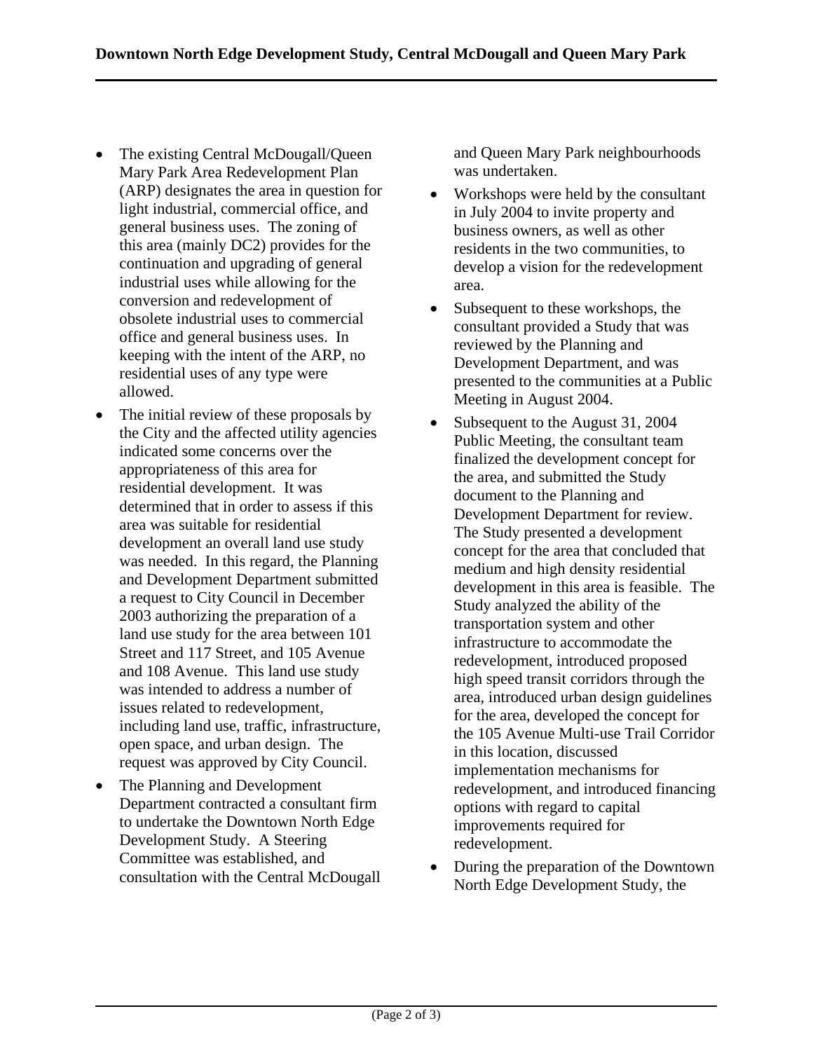- The existing Central McDougall/Queen Mary Park Area Redevelopment Plan (ARP) designates the area in question for light industrial, commercial office, and general business uses. The zoning of this area (mainly DC2) provides for the continuation and upgrading of general industrial uses while allowing for the conversion and redevelopment of obsolete industrial uses to commercial office and general business uses. In keeping with the intent of the ARP, no residential uses of any type were allowed.
- The initial review of these proposals by the City and the affected utility agencies indicated some concerns over the appropriateness of this area for residential development. It was determined that in order to assess if this area was suitable for residential development an overall land use study was needed. In this regard, the Planning and Development Department submitted a request to City Council in December 2003 authorizing the preparation of a land use study for the area between 101 Street and 117 Street, and 105 Avenue and 108 Avenue. This land use study was intended to address a number of issues related to redevelopment, including land use, traffic, infrastructure, open space, and urban design. The request was approved by City Council.
- The Planning and Development Department contracted a consultant firm to undertake the Downtown North Edge Development Study. A Steering Committee was established, and consultation with the Central McDougall and Queen Mary Park neighbourhoods was undertaken.
- Workshops were held by the consultant in July 2004 to invite property and business owners, as well as other residents in the two communities, to develop a vision for the redevelopment area.
- Subsequent to these workshops, the consultant provided a Study that was reviewed by the Planning and Development Department, and was presented to the communities at a Public Meeting in August 2004.
- Subsequent to the August 31, 2004 Public Meeting, the consultant team finalized the development concept for the area, and submitted the Study document to the Planning and Development Department for review. The Study presented a development concept for the area that concluded that medium and high density residential development in this area is feasible. The Study analyzed the ability of the transportation system and other infrastructure to accommodate the redevelopment, introduced proposed high speed transit corridors through the area, introduced urban design guidelines for the area, developed the concept for the 105 Avenue Multi-use Trail Corridor in this location, discussed implementation mechanisms for redevelopment, and introduced financing options with regard to capital improvements required for redevelopment.
- During the preparation of the Downtown North Edge Development Study, the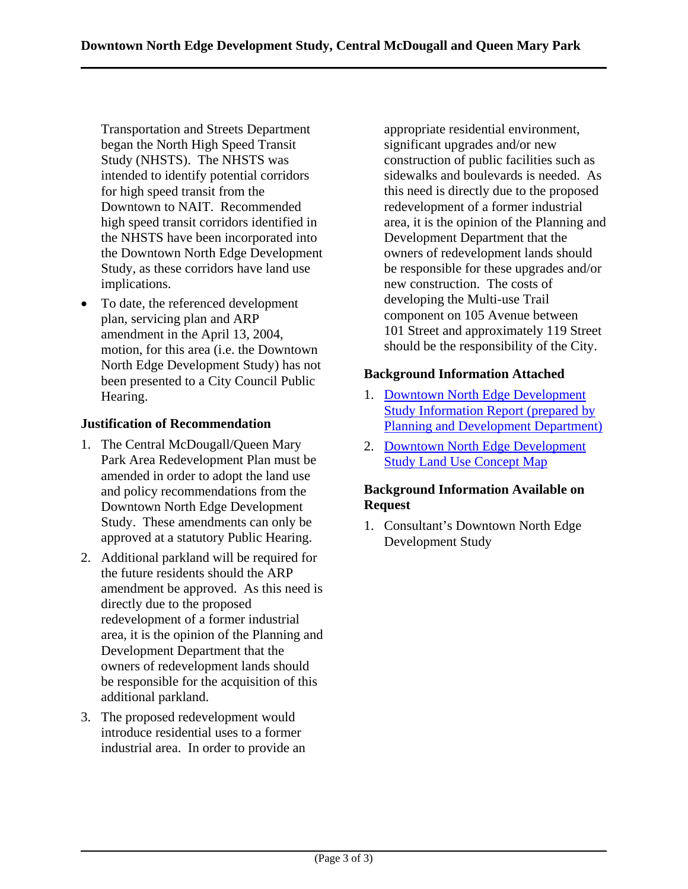Transportation and Streets Department began the North High Speed Transit Study (NHSTS). The NHSTS was intended to identify potential corridors for high speed transit from the Downtown to NAIT. Recommended high speed transit corridors identified in the NHSTS have been incorporated into the Downtown North Edge Development Study, as these corridors have land use implications.

- To date, the referenced development plan, servicing plan and ARP amendment in the April 13, 2004, motion, for this area (i.e. the Downtown North Edge Development Study) has not been presented to a City Council Public Hearing.

### Justification of Recommendation

1. The Central McDougall/Queen Mary Park Area Redevelopment Plan must be amended in order to adopt the land use and policy recommendations from the Downtown North Edge Development Study. These amendments can only be approved at a statutory Public Hearing.
2. Additional parkland will be required for the future residents should the ARP amendment be approved. As this need is directly due to the proposed redevelopment of a former industrial area, it is the opinion of the Planning and Development Department that the owners of redevelopment lands should be responsible for the acquisition of this additional parkland.
3. The proposed redevelopment would introduce residential uses to a former industrial area. In order to provide an appropriate residential environment, significant upgrades and/or new construction of public facilities such as sidewalks and boulevards is needed. As this need is directly due to the proposed redevelopment of a former industrial area, it is the opinion of the Planning and Development Department that the owners of redevelopment lands should be responsible for these upgrades and/or new construction. The costs of developing the Multi-use Trail component on 105 Avenue between 101 Street and approximately 119 Street should be the responsibility of the City.

### Background Information Attached

1. Downtown North Edge Development Study Information Report (prepared by Planning and Development Department)
2. Downtown North Edge Development Study Land Use Concept Map

### Background Information Available on Request

1. Consultant's Downtown North Edge Development Study